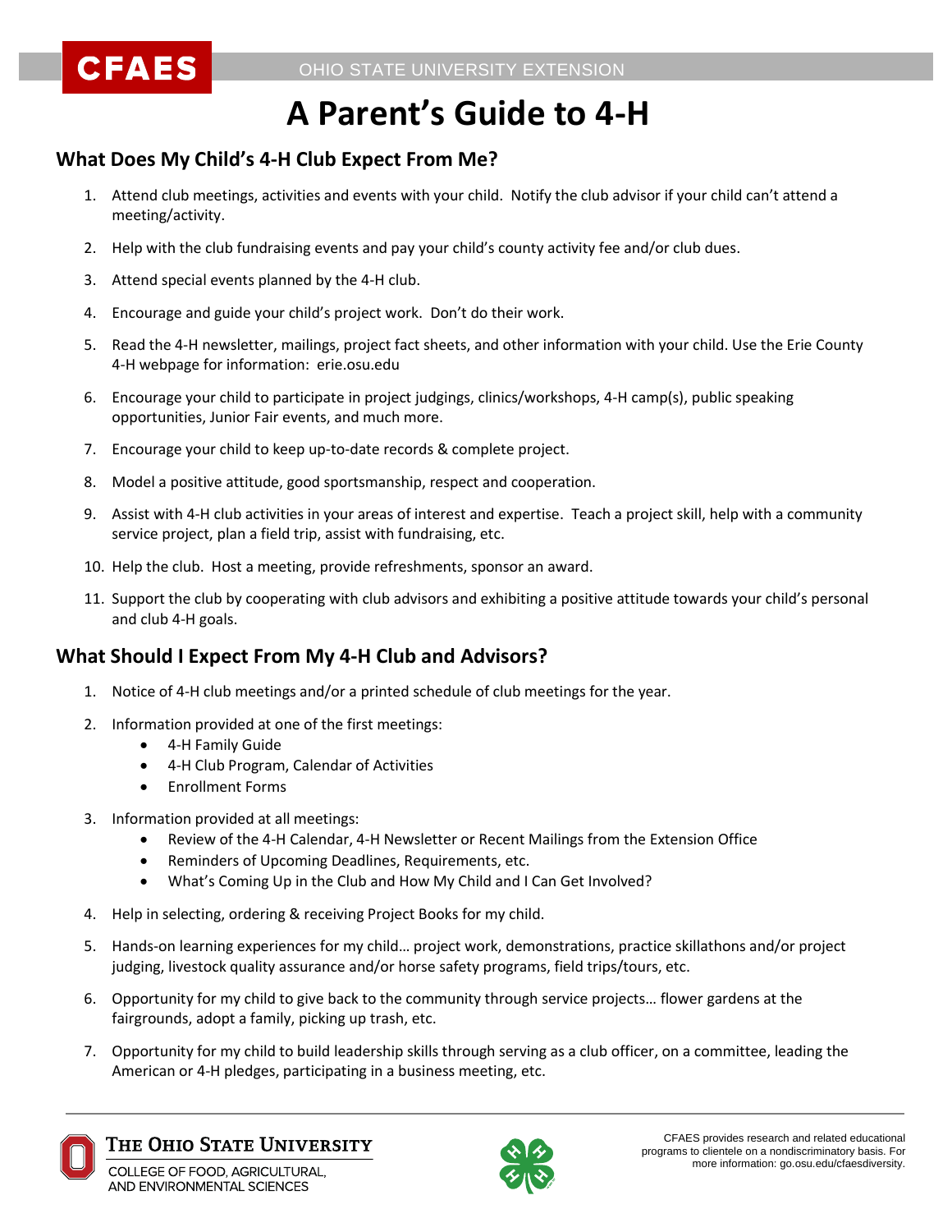# A Parent's Guide to 4-H

## What Does My Child's 4-H Club Expect From Me?

1. Attend club meetings, activities and events with your child. Notify the club advisor if your child can't attend a meeting/activity.
2. Help with the club fundraising events and pay your child's county activity fee and/or club dues.
3. Attend special events planned by the 4-H club.
4. Encourage and guide your child's project work. Don't do their work.
5. Read the 4-H newsletter, mailings, project fact sheets, and other information with your child. Use the Erie County 4-H webpage for information: erie.osu.edu
6. Encourage your child to participate in project judgings, clinics/workshops, 4-H camp(s), public speaking opportunities, Junior Fair events, and much more.
7. Encourage your child to keep up-to-date records & complete project.
8. Model a positive attitude, good sportsmanship, respect and cooperation.
9. Assist with 4-H club activities in your areas of interest and expertise. Teach a project skill, help with a community service project, plan a field trip, assist with fundraising, etc.
10. Help the club. Host a meeting, provide refreshments, sponsor an award.
11. Support the club by cooperating with club advisors and exhibiting a positive attitude towards your child's personal and club 4-H goals.

## What Should I Expect From My 4-H Club and Advisors?

1. Notice of 4-H club meetings and/or a printed schedule of club meetings for the year.
2. Information provided at one of the first meetings:
   - 4-H Family Guide
   - 4-H Club Program, Calendar of Activities
   - Enrollment Forms
3. Information provided at all meetings:
   - Review of the 4-H Calendar, 4-H Newsletter or Recent Mailings from the Extension Office
   - Reminders of Upcoming Deadlines, Requirements, etc.
   - What's Coming Up in the Club and How My Child and I Can Get Involved?
4. Help in selecting, ordering & receiving Project Books for my child.
5. Hands-on learning experiences for my child… project work, demonstrations, practice skillathons and/or project judging, livestock quality assurance and/or horse safety programs, field trips/tours, etc.
6. Opportunity for my child to give back to the community through service projects… flower gardens at the fairgrounds, adopt a family, picking up trash, etc.
7. Opportunity for my child to build leadership skills through serving as a club officer, on a committee, leading the American or 4-H pledges, participating in a business meeting, etc.

CFAES provides research and related educational programs to clientele on a nondiscriminatory basis. For more information: go.osu.edu/cfaesdiversity.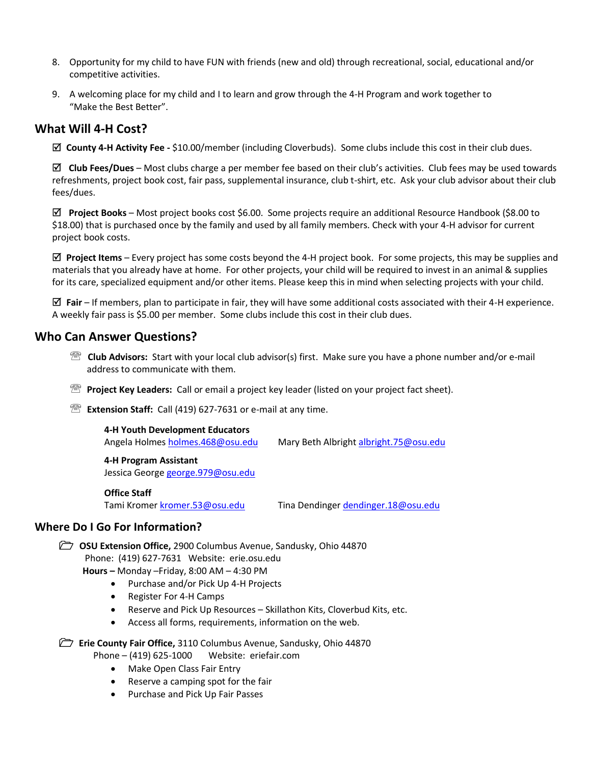8. Opportunity for my child to have FUN with friends (new and old) through recreational, social, educational and/or competitive activities.
9. A welcoming place for my child and I to learn and grow through the 4-H Program and work together to "Make the Best Better".

## What Will 4-H Cost?

☑ **County 4-H Activity Fee -** $10.00/member (including Cloverbuds). Some clubs include this cost in their club dues.

☑ **Club Fees/Dues** – Most clubs charge a per member fee based on their club's activities. Club fees may be used towards refreshments, project book cost, fair pass, supplemental insurance, club t-shirt, etc. Ask your club advisor about their club fees/dues.

☑ **Project Books** – Most project books cost $6.00. Some projects require an additional Resource Handbook ($8.00 to $18.00) that is purchased once by the family and used by all family members. Check with your 4-H advisor for current project book costs.

☑ **Project Items** – Every project has some costs beyond the 4-H project book. For some projects, this may be supplies and materials that you already have at home. For other projects, your child will be required to invest in an animal & supplies for its care, specialized equipment and/or other items. Please keep this in mind when selecting projects with your child.

☑ **Fair** – If members, plan to participate in fair, they will have some additional costs associated with their 4-H experience. A weekly fair pass is $5.00 per member. Some clubs include this cost in their club dues.

## Who Can Answer Questions?

☏ **Club Advisors:** Start with your local club advisor(s) first. Make sure you have a phone number and/or e-mail address to communicate with them.

☏ **Project Key Leaders:** Call or email a project key leader (listed on your project fact sheet).

☏ **Extension Staff:** Call (419) 627-7631 or e-mail at any time.

**4-H Youth Development Educators**
Angela Holmes holmes.468@osu.edu
Mary Beth Albright albright.75@osu.edu

**4-H Program Assistant**
Jessica George george.979@osu.edu

**Office Staff**
Tami Kromer kromer.53@osu.edu
Tina Dendinger dendinger.18@osu.edu

## Where Do I Go For Information?

🗁 **OSU Extension Office,** 2900 Columbus Avenue, Sandusky, Ohio 44870
Phone: (419) 627-7631 Website: erie.osu.edu
**Hours –** Monday –Friday, 8:00 AM – 4:30 PM

- Purchase and/or Pick Up 4-H Projects
- Register For 4-H Camps
- Reserve and Pick Up Resources – Skillathon Kits, Cloverbud Kits, etc.
- Access all forms, requirements, information on the web.

🗁 **Erie County Fair Office,** 3110 Columbus Avenue, Sandusky, Ohio 44870
Phone – (419) 625-1000 Website: eriefair.com

- Make Open Class Fair Entry
- Reserve a camping spot for the fair
- Purchase and Pick Up Fair Passes